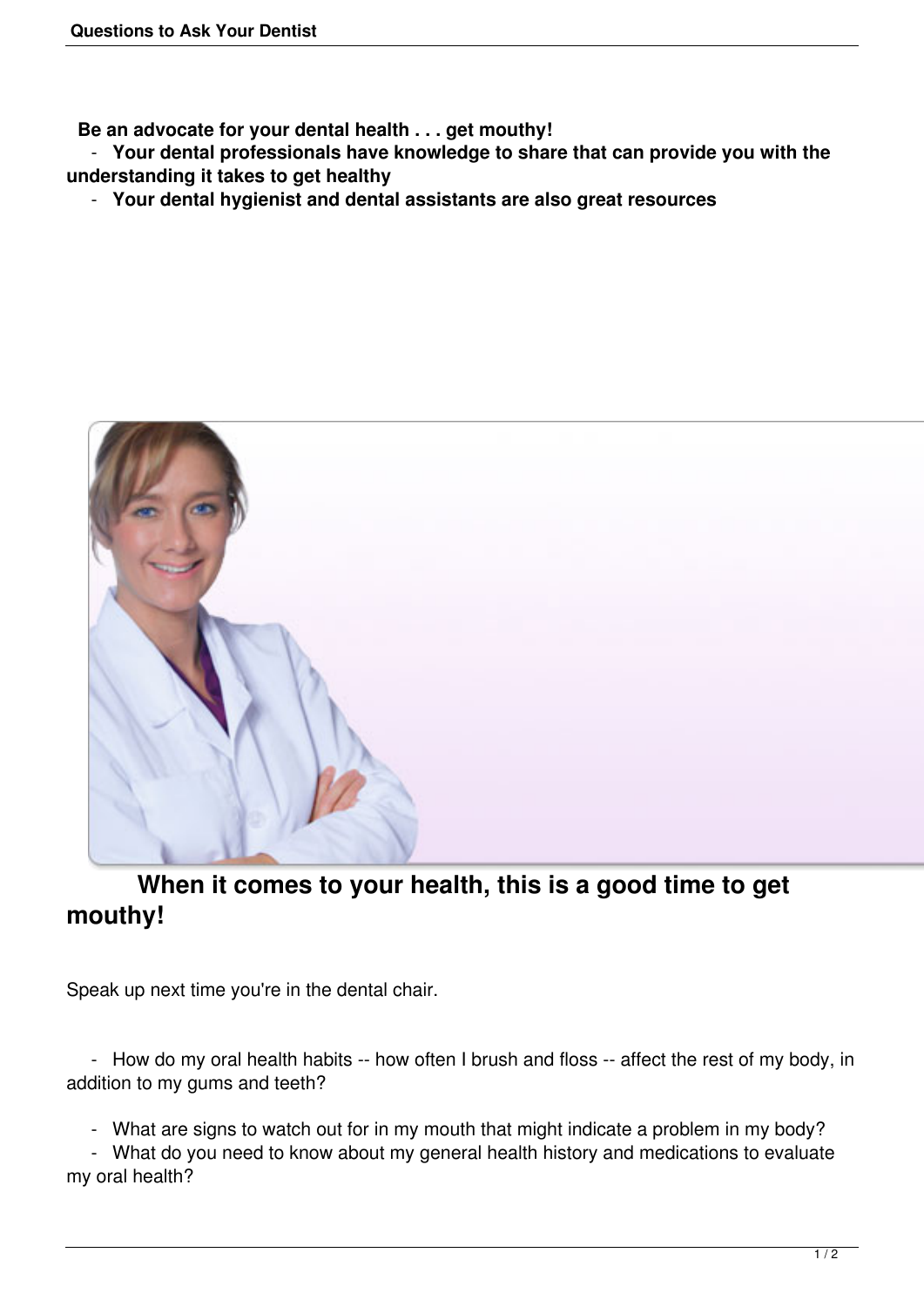**Be an advocate for your dental health . . . get mouthy!**

- **Your dental professionals have knowledge to share that can provide you with the understanding it takes to get healthy**
- **Your dental hygienist and dental assistants are also great resources**

## When it comes to your health, this is a good time to get mouthy!

Speak up next time you're in the dental chair.

- How do my oral health habits -- how often I brush and floss -- affect the rest of my body, in addition to my gums and teeth?
- What are signs to watch out for in my mouth that might indicate a problem in my body?
- What do you need to know about my general health history and medications to evaluate my oral health?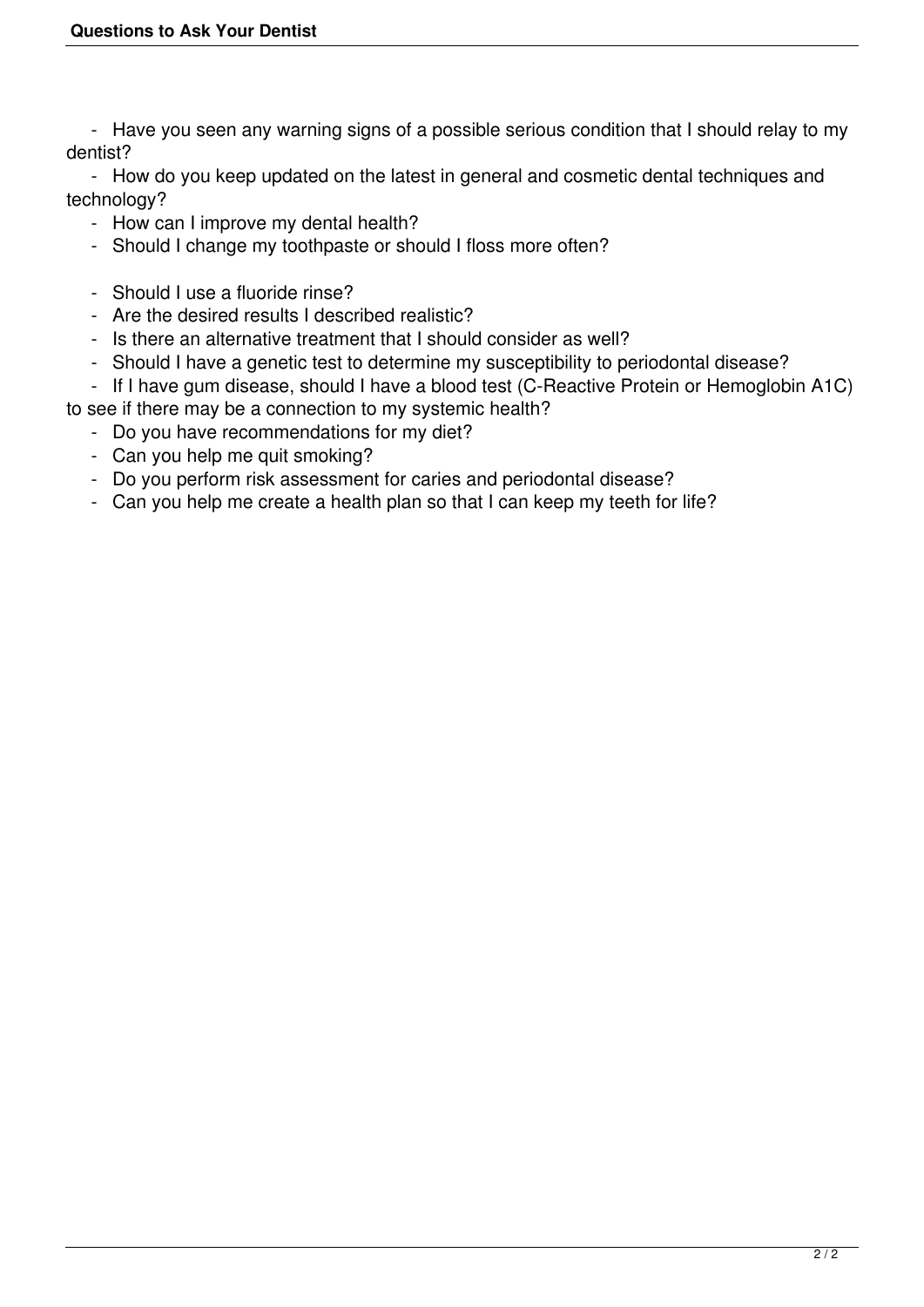- Have you seen any warning signs of a possible serious condition that I should relay to my dentist?
- How do you keep updated on the latest in general and cosmetic dental techniques and technology?
- How can I improve my dental health?
- Should I change my toothpaste or should I floss more often?
- Should I use a fluoride rinse?
- Are the desired results I described realistic?
- Is there an alternative treatment that I should consider as well?
- Should I have a genetic test to determine my susceptibility to periodontal disease?
- If I have gum disease, should I have a blood test (C-Reactive Protein or Hemoglobin A1C) to see if there may be a connection to my systemic health?
- Do you have recommendations for my diet?
- Can you help me quit smoking?
- Do you perform risk assessment for caries and periodontal disease?
- Can you help me create a health plan so that I can keep my teeth for life?